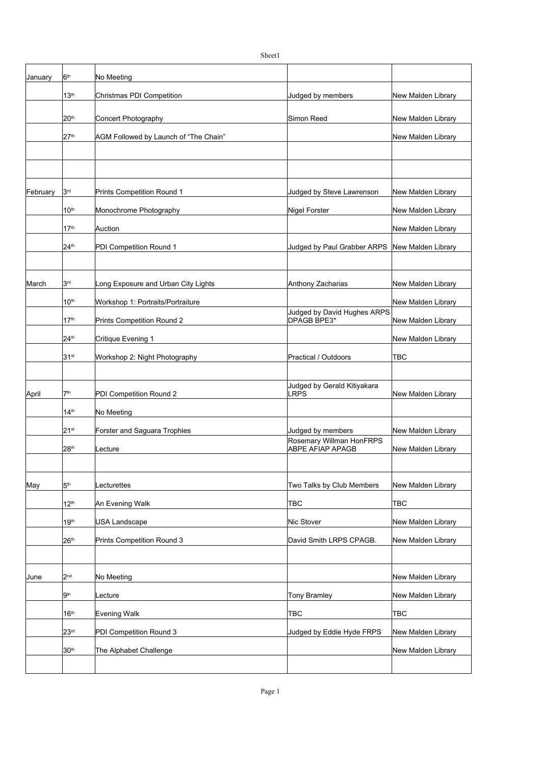| January | 6th | No Meeting | | |
|---|---|---|---|---|
| | 13th | Christmas PDI Competition | Judged by members | New Malden Library |
| | 20th | Concert Photography | Simon Reed | New Malden Library |
| | 27th | AGM Followed by Launch of "The Chain" | | New Malden Library |
| | | | | |
| | | | | |
| February | 3rd | Prints Competition Round 1 | Judged by Steve Lawrenson | New Malden Library |
| | 10th | Monochrome Photography | Nigel Forster | New Malden Library |
| | 17th | Auction | | New Malden Library |
| | 24th | PDI Competition Round 1 | Judged by Paul Grabber ARPS | New Malden Library |
| | | | | |
| March | 3rd | Long Exposure and Urban City Lights | Anthony Zacharias | New Malden Library |
| | 10th | Workshop 1: Portraits/Portraiture | | New Malden Library |
| | 17th | Prints Competition Round 2 | Judged by David Hughes ARPS DPAGB BPE3* | New Malden Library |
| | 24th | Critique Evening 1 | | New Malden Library |
| | 31st | Workshop 2: Night Photography | Practical / Outdoors | TBC |
| | | | | |
| April | 7th | PDI Competition Round 2 | Judged by Gerald Kitiyakara LRPS | New Malden Library |
| | 14th | No Meeting | | |
| | 21st | Forster and Saguara Trophies | Judged by members | New Malden Library |
| | 28th | Lecture | Rosemary Willman HonFRPS ABPE AFIAP APAGB | New Malden Library |
| | | | | |
| May | 5th | Lecturettes | Two Talks by Club Members | New Malden Library |
| | 12th | An Evening Walk | TBC | TBC |
| | 19th | USA Landscape | Nic Stover | New Malden Library |
| | 26th | Prints Competition Round 3 | David Smith LRPS CPAGB. | New Malden Library |
| | | | | |
| June | 2nd | No Meeting | | New Malden Library |
| | 9th | Lecture | Tony Bramley | New Malden Library |
| | 16th | Evening Walk | TBC | TBC |
| | 23rd | PDI Competition Round 3 | Judged by Eddie Hyde FRPS | New Malden Library |
| | 30th | The Alphabet Challenge | | New Malden Library |
| | | | | |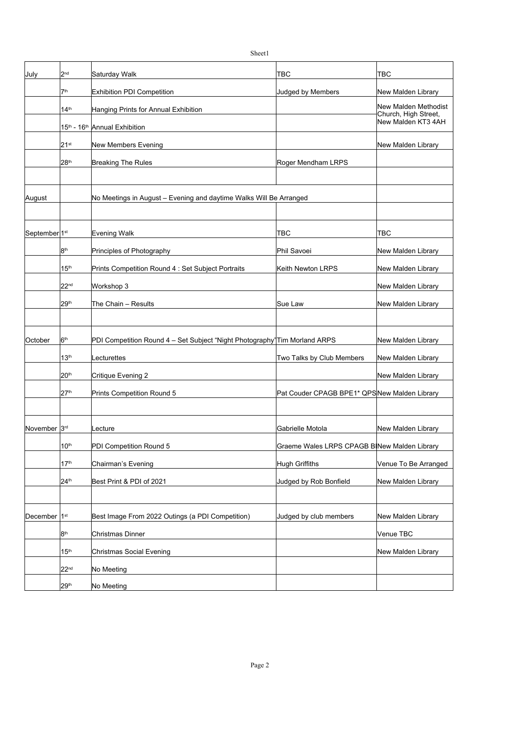| | | | | |
|---|---|---|---|---|
| July | 2nd | Saturday Walk | TBC | TBC |
| | 7th | Exhibition PDI Competition | Judged by Members | New Malden Library |
| | 14th | Hanging Prints for Annual Exhibition | | New Malden Methodist Church, High Street, New Malden KT3 4AH |
| | 15th - 16th | Annual Exhibition | | |
| | 21st | New Members Evening | | New Malden Library |
| | 28th | Breaking The Rules | Roger Mendham LRPS | |
| | | | | |
| August | | No Meetings in August – Evening and daytime Walks Will Be Arranged | | |
| | | | | |
| September | 1st | Evening Walk | TBC | TBC |
| | 8th | Principles of Photography | Phil Savoei | New Malden Library |
| | 15th | Prints Competition Round 4 : Set Subject Portraits | Keith Newton LRPS | New Malden Library |
| | 22nd | Workshop 3 | | New Malden Library |
| | 29th | The Chain – Results | Sue Law | New Malden Library |
| | | | | |
| October | 6th | PDI Competition Round 4 – Set Subject "Night Photography" | Tim Morland ARPS | New Malden Library |
| | 13th | Lecturettes | Two Talks by Club Members | New Malden Library |
| | 20th | Critique Evening 2 | | New Malden Library |
| | 27th | Prints Competition Round 5 | Pat Couder CPAGB BPE1* QPS | New Malden Library |
| | | | | |
| November | 3rd | Lecture | Gabrielle Motola | New Malden Library |
| | 10th | PDI Competition Round 5 | Graeme Wales LRPS CPAGB B | New Malden Library |
| | 17th | Chairman's Evening | Hugh Griffiths | Venue To Be Arranged |
| | 24th | Best Print & PDI of 2021 | Judged by Rob Bonfield | New Malden Library |
| | | | | |
| December | 1st | Best Image From 2022 Outings (a PDI Competition) | Judged by club members | New Malden Library |
| | 8th | Christmas Dinner | | Venue TBC |
| | 15th | Christmas Social Evening | | New Malden Library |
| | 22nd | No Meeting | | |
| | 29th | No Meeting | | |